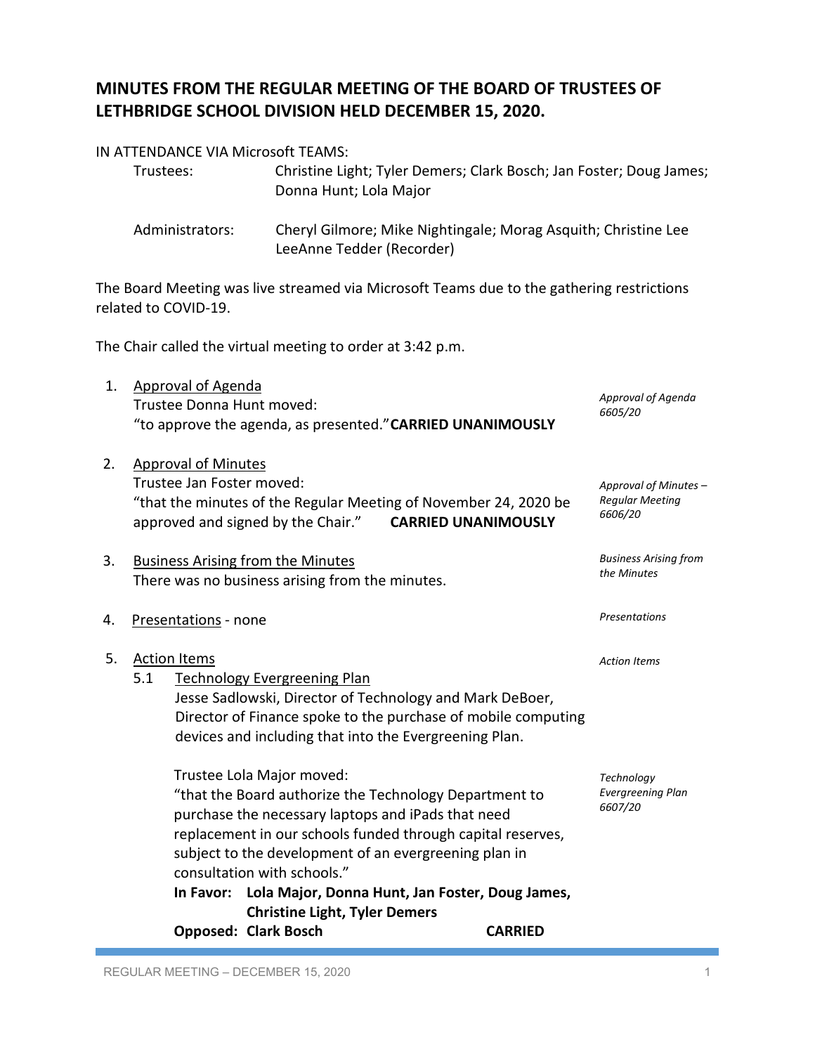# MINUTES FROM THE REGULAR MEETING OF THE BOARD OF TRUSTEES OF LETHBRIDGE SCHOOL DIVISION HELD DECEMBER 15, 2020.

IN ATTENDANCE VIA Microsoft TEAMS:

Trustees: Christine Light; Tyler Demers; Clark Bosch; Jan Foster; Doug James; Donna Hunt; Lola Major

Administrators: Cheryl Gilmore; Mike Nightingale; Morag Asquith; Christine Lee LeeAnne Tedder (Recorder)

The Board Meeting was live streamed via Microsoft Teams due to the gathering restrictions related to COVID-19.

The Chair called the virtual meeting to order at 3:42 p.m.

1. Approval of Agenda

   *Approval of Agenda 6605/20*

   Trustee Donna Hunt moved:
   "to approve the agenda, as presented." **CARRIED UNANIMOUSLY**

2. Approval of Minutes

   *Approval of Minutes – Regular Meeting 6606/20*

   Trustee Jan Foster moved:
   "that the minutes of the Regular Meeting of November 24, 2020 be approved and signed by the Chair." **CARRIED UNANIMOUSLY**

3. Business Arising from the Minutes

   *Business Arising from the Minutes*

   There was no business arising from the minutes.

4. Presentations - none

   *Presentations*

5. Action Items

   *Action Items*

   5.1 Technology Evergreening Plan

   Jesse Sadlowski, Director of Technology and Mark DeBoer, Director of Finance spoke to the purchase of mobile computing devices and including that into the Evergreening Plan.

   *Technology Evergreening Plan 6607/20*

   Trustee Lola Major moved:
   "that the Board authorize the Technology Department to purchase the necessary laptops and iPads that need replacement in our schools funded through capital reserves, subject to the development of an evergreening plan in consultation with schools."

   **In Favor: Lola Major, Donna Hunt, Jan Foster, Doug James, Christine Light, Tyler Demers**

   **Opposed: Clark Bosch** **CARRIED**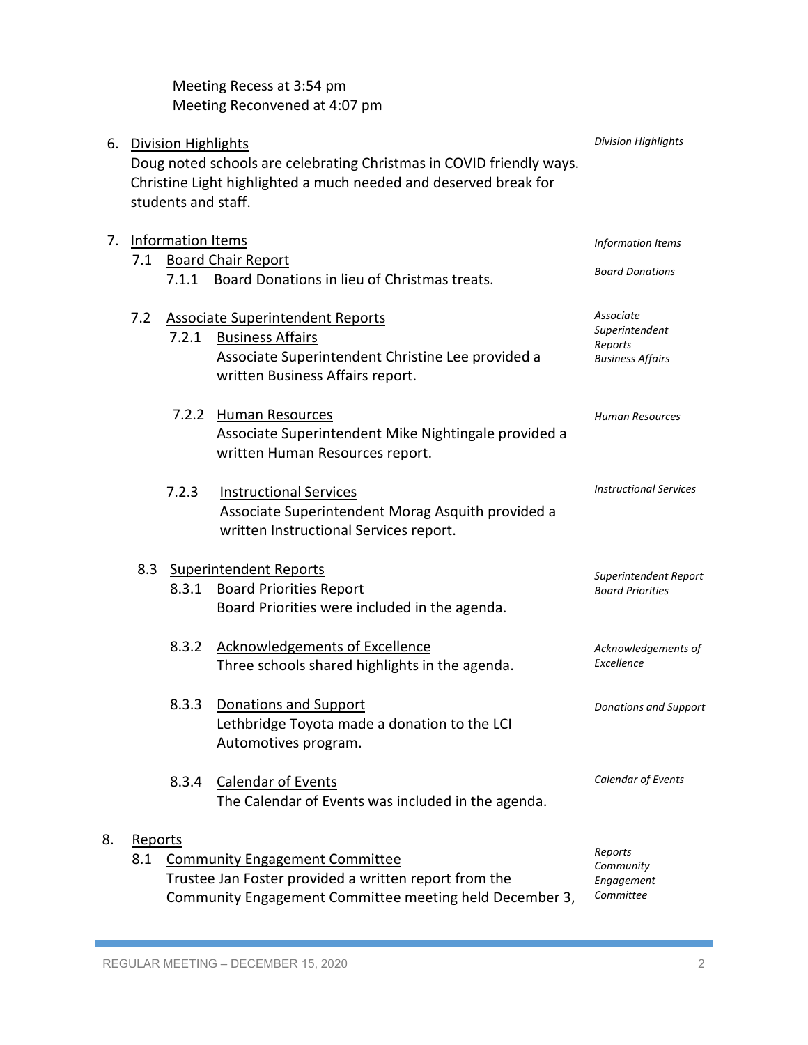Meeting Recess at 3:54 pm
Meeting Reconvened at 4:07 pm

6. Division Highlights *Division Highlights*
   Doug noted schools are celebrating Christmas in COVID friendly ways. Christine Light highlighted a much needed and deserved break for students and staff.

7. Information Items *Information Items*
   - 7.1 Board Chair Report
     - 7.1.1 Board Donations in lieu of Christmas treats. *Board Donations*
   - 7.2 Associate Superintendent Reports *Associate Superintendent Reports*
     - 7.2.1 Business Affairs *Business Affairs*
       Associate Superintendent Christine Lee provided a written Business Affairs report.
     - 7.2.2 Human Resources *Human Resources*
       Associate Superintendent Mike Nightingale provided a written Human Resources report.
     - 7.2.3 Instructional Services *Instructional Services*
       Associate Superintendent Morag Asquith provided a written Instructional Services report.
   - 8.3 Superintendent Reports *Superintendent Report*
     - 8.3.1 Board Priorities Report *Board Priorities*
       Board Priorities were included in the agenda.
     - 8.3.2 Acknowledgements of Excellence *Acknowledgements of Excellence*
       Three schools shared highlights in the agenda.
     - 8.3.3 Donations and Support *Donations and Support*
       Lethbridge Toyota made a donation to the LCI Automotives program.
     - 8.3.4 Calendar of Events *Calendar of Events*
       The Calendar of Events was included in the agenda.

8. Reports *Reports*
   - 8.1 Community Engagement Committee *Community Engagement Committee*
     Trustee Jan Foster provided a written report from the Community Engagement Committee meeting held December 3,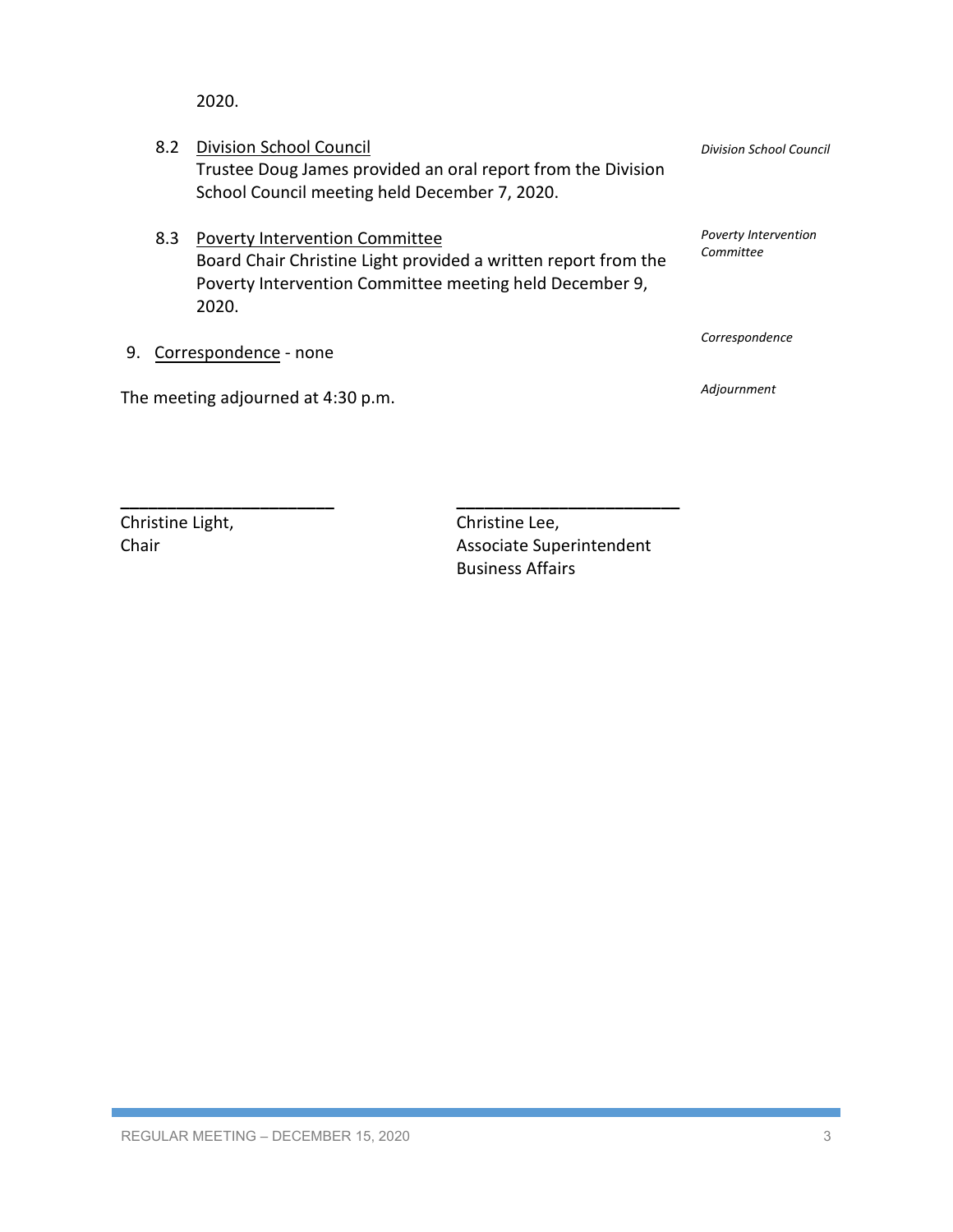2020.

8.2 Division School Council
Trustee Doug James provided an oral report from the Division School Council meeting held December 7, 2020.

*Division School Council*

8.3 Poverty Intervention Committee
Board Chair Christine Light provided a written report from the Poverty Intervention Committee meeting held December 9, 2020.

*Poverty Intervention Committee*

9. Correspondence - none

*Correspondence*

The meeting adjourned at 4:30 p.m.

*Adjournment*

______________________
Christine Light,
Chair

______________________
Christine Lee,
Associate Superintendent
Business Affairs